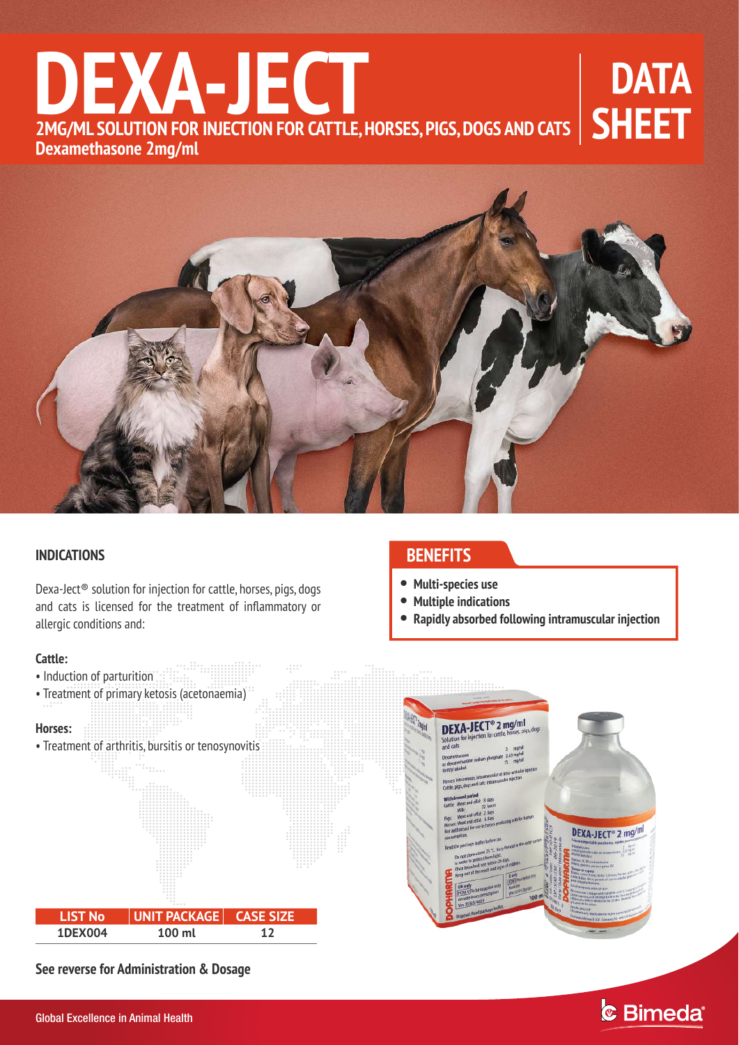# DEXA-JECT

**2MG/ML SOLUTION FOR INJECTION FOR CATTLE, HORSES, PIGS, DOGS AND CATS**

**Dexamethasone 2mg/ml**

# DATA SHEET

## INDICATIONS

Dexa-Ject® solution for injection for cattle, horses, pigs, dogs and cats is licensed for the treatment of inflammatory or allergic conditions and:

**Cattle:**

- Induction of parturition
- Treatment of primary ketosis (acetonaemia)

**Horses:**

- Treatment of arthritis, bursitis or tenosynovitis

| LIST No | UNIT PACKAGE | CASE SIZE |
|---|---|---|
| 1DEX004 | 100 ml | 12 |

**See reverse for Administration & Dosage**

## BENEFITS

- **Multi-species use**
- **Multiple indications**
- **Rapidly absorbed following intramuscular injection**

Global Excellence in Animal Health

Bimeda®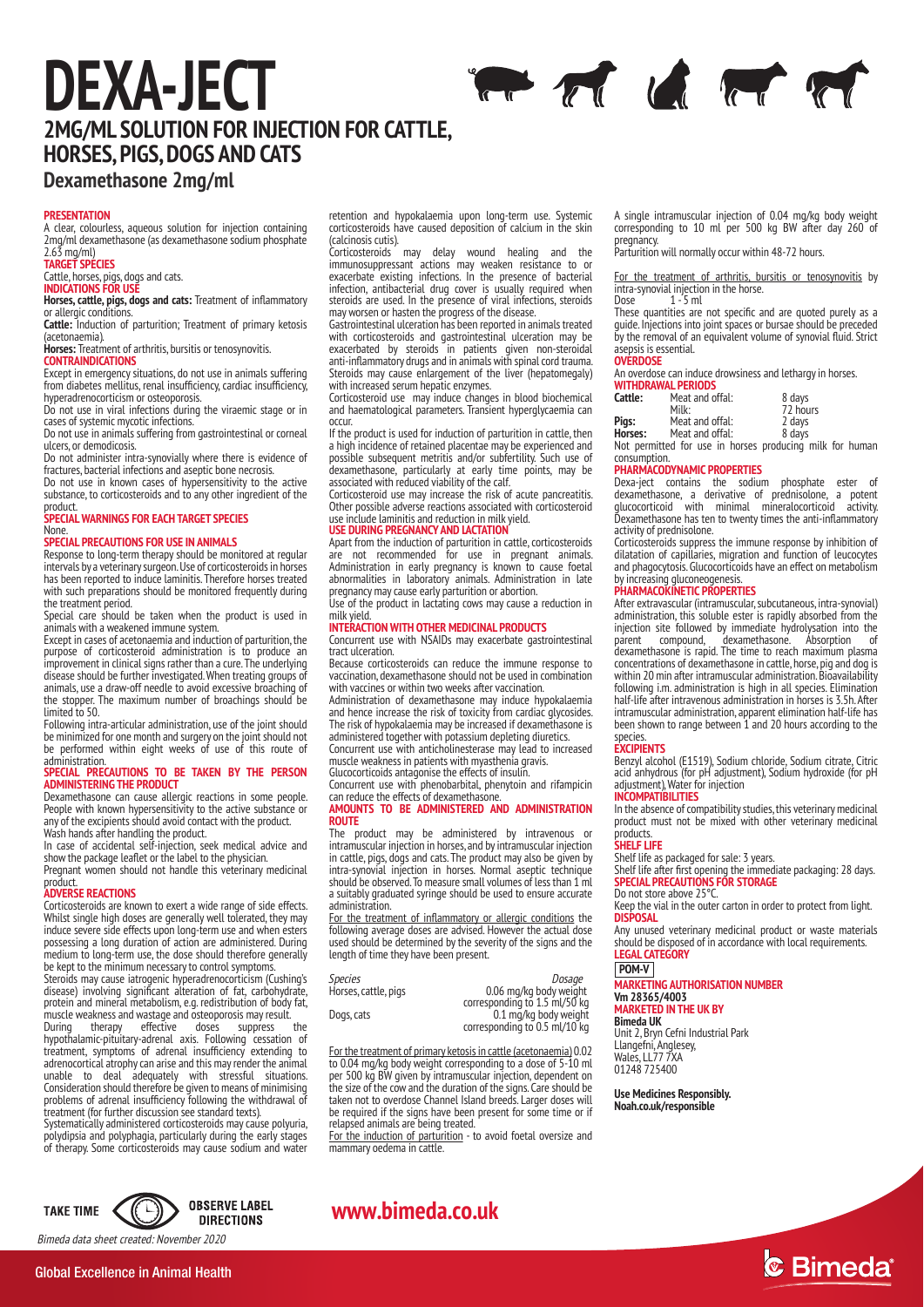# DEXA-JECT

## 2MG/ML SOLUTION FOR INJECTION FOR CATTLE, HORSES, PIGS, DOGS AND CATS

### Dexamethasone 2mg/ml

**PRESENTATION**

A clear, colourless, aqueous solution for injection containing 2mg/ml dexamethasone (as dexamethasone sodium phosphate 2.63 mg/ml)

**TARGET SPECIES**

Cattle, horses, pigs, dogs and cats.

**INDICATIONS FOR USE**

**Horses, cattle, pigs, dogs and cats:** Treatment of inflammatory or allergic conditions.

**Cattle:** Induction of parturition; Treatment of primary ketosis (acetonaemia).

**Horses:** Treatment of arthritis, bursitis or tenosynovitis.

**CONTRAINDICATIONS**

Except in emergency situations, do not use in animals suffering from diabetes mellitus, renal insufficiency, cardiac insufficiency, hyperadrenocorticism or osteoporosis.

Do not use in viral infections during the viraemic stage or in cases of systemic mycotic infections.

Do not use in animals suffering from gastrointestinal or corneal ulcers, or demodicosis.

Do not administer intra-synovially where there is evidence of fractures, bacterial infections and aseptic bone necrosis.

Do not use in known cases of hypersensitivity to the active substance, to corticosteroids and to any other ingredient of the product.

**SPECIAL WARNINGS FOR EACH TARGET SPECIES**

None.

**SPECIAL PRECAUTIONS FOR USE IN ANIMALS**

Response to long-term therapy should be monitored at regular intervals by a veterinary surgeon. Use of corticosteroids in horses has been reported to induce laminitis. Therefore horses treated with such preparations should be monitored frequently during the treatment period.

Special care should be taken when the product is used in animals with a weakened immune system.

Except in cases of acetonaemia and induction of parturition, the purpose of corticosteroid administration is to produce an improvement in clinical signs rather than a cure. The underlying disease should be further investigated. When treating groups of animals, use a draw-off needle to avoid excessive broaching of the stopper. The maximum number of broachings should be limited to 50.

Following intra-articular administration, use of the joint should be minimized for one month and surgery on the joint should not be performed within eight weeks of use of this route of administration.

**SPECIAL PRECAUTIONS TO BE TAKEN BY THE PERSON ADMINISTERING THE PRODUCT**

Dexamethasone can cause allergic reactions in some people. People with known hypersensitivity to the active substance or any of the excipients should avoid contact with the product.

Wash hands after handling the product.

In case of accidental self-injection, seek medical advice and show the package leaflet or the label to the physician.

Pregnant women should not handle this veterinary medicinal product.

**ADVERSE REACTIONS**

Corticosteroids are known to exert a wide range of side effects. Whilst single high doses are generally well tolerated, they may induce severe side effects upon long-term use and when esters possessing a long duration of action are administered. During medium to long-term use, the dose should therefore generally be kept to the minimum necessary to control symptoms.

Steroids may cause iatrogenic hyperadrenocorticism (Cushing's disease) involving significant alteration of fat, carbohydrate, protein and mineral metabolism, e.g. redistribution of body fat, muscle weakness and wastage and osteoporosis may result.

During therapy effective doses suppress the hypothalamic-pituitary-adrenal axis. Following cessation of treatment, symptoms of adrenal insufficiency extending to adrenocortical atrophy can arise and this may render the animal unable to deal adequately with stressful situations. Consideration should therefore be given to means of minimising problems of adrenal insufficiency following the withdrawal of treatment (for further discussion see standard texts).

Systematically administered corticosteroids may cause polyuria, polydipsia and polyphagia, particularly during the early stages of therapy. Some corticosteroids may cause sodium and water retention and hypokalaemia upon long-term use. Systemic corticosteroids have caused deposition of calcium in the skin (calcinosis cutis).

Corticosteroids may delay wound healing and the immunosuppressant actions may weaken resistance to or exacerbate existing infections. In the presence of bacterial infection, antibacterial drug cover is usually required when steroids are used. In the presence of viral infections, steroids may worsen or hasten the progress of the disease.

Gastrointestinal ulceration has been reported in animals treated with corticosteroids and gastrointestinal ulceration may be exacerbated by steroids in patients given non-steroidal anti-inflammatory drugs and in animals with spinal cord trauma. Steroids may cause enlargement of the liver (hepatomegaly) with increased serum hepatic enzymes.

Corticosteroid use may induce changes in blood biochemical and haematological parameters. Transient hyperglycaemia can occur.

If the product is used for induction of parturition in cattle, then a high incidence of retained placentae may be experienced and possible subsequent metritis and/or subfertility. Such use of dexamethasone, particularly at early time points, may be associated with reduced viability of the calf.

Corticosteroid use may increase the risk of acute pancreatitis. Other possible adverse reactions associated with corticosteroid use include laminitis and reduction in milk yield.

**USE DURING PREGNANCY AND LACTATION**

Apart from the induction of parturition in cattle, corticosteroids are not recommended for use in pregnant animals. Administration in early pregnancy is known to cause foetal abnormalities in laboratory animals. Administration in late pregnancy may cause early parturition or abortion.

Use of the product in lactating cows may cause a reduction in milk yield.

**INTERACTION WITH OTHER MEDICINAL PRODUCTS**

Concurrent use with NSAIDs may exacerbate gastrointestinal tract ulceration.

Because corticosteroids can reduce the immune response to vaccination, dexamethasone should not be used in combination with vaccines or within two weeks after vaccination.

Administration of dexamethasone may induce hypokalaemia and hence increase the risk of toxicity from cardiac glycosides. The risk of hypokalaemia may be increased if dexamethasone is administered together with potassium depleting diuretics.

Concurrent use with anticholinesterase may lead to increased muscle weakness in patients with myasthenia gravis.

Glucocorticoids antagonise the effects of insulin.

Concurrent use with phenobarbital, phenytoin and rifampicin can reduce the effects of dexamethasone.

**AMOUNTS TO BE ADMINISTERED AND ADMINISTRATION ROUTE**

The product may be administered by intravenous or intramuscular injection in horses, and by intramuscular injection in cattle, pigs, dogs and cats. The product may also be given by intra-synovial injection in horses. Normal aseptic technique should be observed. To measure small volumes of less than 1 ml a suitably graduated syringe should be used to ensure accurate administration.

For the treatment of inflammatory or allergic conditions the following average doses are advised. However the actual dose used should be determined by the severity of the signs and the length of time they have been present.

| *Species* | *Dosage* |
|---|---|
| Horses, cattle, pigs | 0.06 mg/kg body weight corresponding to 1.5 ml/50 kg |
| Dogs, cats | 0.1 mg/kg body weight corresponding to 0.5 ml/10 kg |

For the treatment of primary ketosis in cattle (acetonaemia) 0.02 to 0.04 mg/kg body weight corresponding to a dose of 5-10 ml per 500 kg BW given by intramuscular injection, dependent on the size of the cow and the duration of the signs. Care should be taken not to overdose Channel Island breeds. Larger doses will be required if the signs have been present for some time or if relapsed animals are being treated.

For the induction of parturition - to avoid foetal oversize and mammary oedema in cattle.

A single intramuscular injection of 0.04 mg/kg body weight corresponding to 10 ml per 500 kg BW after day 260 of pregnancy.

Parturition will normally occur within 48-72 hours.

For the treatment of arthritis, bursitis or tenosynovitis by intra-synovial injection in the horse.

Dose 1 - 5 ml

These quantities are not specific and are quoted purely as a guide. Injections into joint spaces or bursae should be preceded by the removal of an equivalent volume of synovial fluid. Strict asepsis is essential.

**OVERDOSE**

An overdose can induce drowsiness and lethargy in horses.

**WITHDRAWAL PERIODS**

| | | |
|---|---|---|
| **Cattle:** | Meat and offal: | 8 days |
| | Milk: | 72 hours |
| **Pigs:** | Meat and offal: | 2 days |
| **Horses:** | Meat and offal: | 8 days |

Not permitted for use in horses producing milk for human consumption.

**PHARMACODYNAMIC PROPERTIES**

Dexa-ject contains the sodium phosphate ester of dexamethasone, a derivative of prednisolone, a potent glucocorticoid with minimal mineralocorticoid activity. Dexamethasone has ten to twenty times the anti-inflammatory activity of prednisolone.

Corticosteroids suppress the immune response by inhibition of dilatation of capillaries, migration and function of leucocytes and phagocytosis. Glucocorticoids have an effect on metabolism by increasing gluconeogenesis.

**PHARMACOKINETIC PROPERTIES**

After extravascular (intramuscular, subcutaneous, intra-synovial) administration, this soluble ester is rapidly absorbed from the injection site followed by immediate hydrolysation into the parent compound, dexamethasone. Absorption of dexamethasone is rapid. The time to reach maximum plasma concentrations of dexamethasone in cattle, horse, pig and dog is within 20 min after intramuscular administration. Bioavailability following i.m. administration is high in all species. Elimination half-life after intravenous administration in horses is 3.5h. After intramuscular administration, apparent elimination half-life has been shown to range between 1 and 20 hours according to the species.

**EXCIPIENTS**

Benzyl alcohol (E1519), Sodium chloride, Sodium citrate, Citric acid anhydrous (for pH adjustment), Sodium hydroxide (for pH adjustment), Water for injection

**INCOMPATIBILITIES**

In the absence of compatibility studies, this veterinary medicinal product must not be mixed with other veterinary medicinal products.

**SHELF LIFE**

Shelf life as packaged for sale: 3 years.

Shelf life after first opening the immediate packaging: 28 days.

**SPECIAL PRECAUTIONS FOR STORAGE**

Do not store above 25°C.

Keep the vial in the outer carton in order to protect from light.

**DISPOSAL**

Any unused veterinary medicinal product or waste materials should be disposed of in accordance with local requirements.

**LEGAL CATEGORY**

POM-V

**MARKETING AUTHORISATION NUMBER**

**Vm 28365/4003**

**MARKETED IN THE UK BY**

**Bimeda UK**

Unit 2, Bryn Cefni Industrial Park
Llangefni, Anglesey,
Wales, LL77 7XA
01248 725400

**Use Medicines Responsibly.**
**Noah.co.uk/responsible**

TAKE TIME OBSERVE LABEL DIRECTIONS

**www.bimeda.co.uk**

*Bimeda data sheet created: November 2020*

Global Excellence in Animal Health

Bimeda